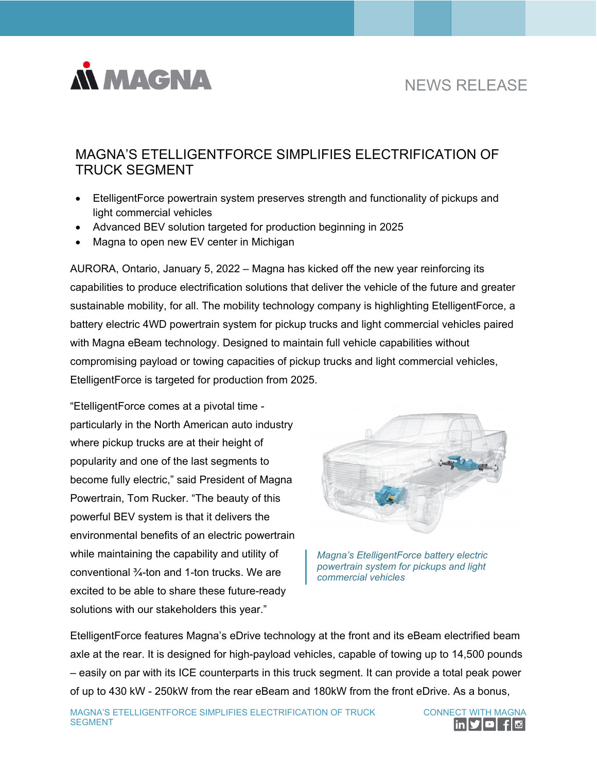MAGNA

NEWS RELEASE

# MAGNA'S ETELLIGENTFORCE SIMPLIFIES ELECTRIFICATION OF TRUCK SEGMENT

- EtelligentForce powertrain system preserves strength and functionality of pickups and light commercial vehicles
- Advanced BEV solution targeted for production beginning in 2025
- Magna to open new EV center in Michigan

AURORA, Ontario, January 5, 2022 – Magna has kicked off the new year reinforcing its capabilities to produce electrification solutions that deliver the vehicle of the future and greater sustainable mobility, for all. The mobility technology company is highlighting EtelligentForce, a battery electric 4WD powertrain system for pickup trucks and light commercial vehicles paired with Magna eBeam technology. Designed to maintain full vehicle capabilities without compromising payload or towing capacities of pickup trucks and light commercial vehicles, EtelligentForce is targeted for production from 2025.

"EtelligentForce comes at a pivotal time - particularly in the North American auto industry where pickup trucks are at their height of popularity and one of the last segments to become fully electric," said President of Magna Powertrain, Tom Rucker. "The beauty of this powerful BEV system is that it delivers the environmental benefits of an electric powertrain while maintaining the capability and utility of conventional ¾-ton and 1-ton trucks. We are excited to be able to share these future-ready solutions with our stakeholders this year."

*Magna's EtelligentForce battery electric powertrain system for pickups and light commercial vehicles*

EtelligentForce features Magna's eDrive technology at the front and its eBeam electrified beam axle at the rear. It is designed for high-payload vehicles, capable of towing up to 14,500 pounds – easily on par with its ICE counterparts in this truck segment. It can provide a total peak power of up to 430 kW - 250kW from the rear eBeam and 180kW from the front eDrive. As a bonus,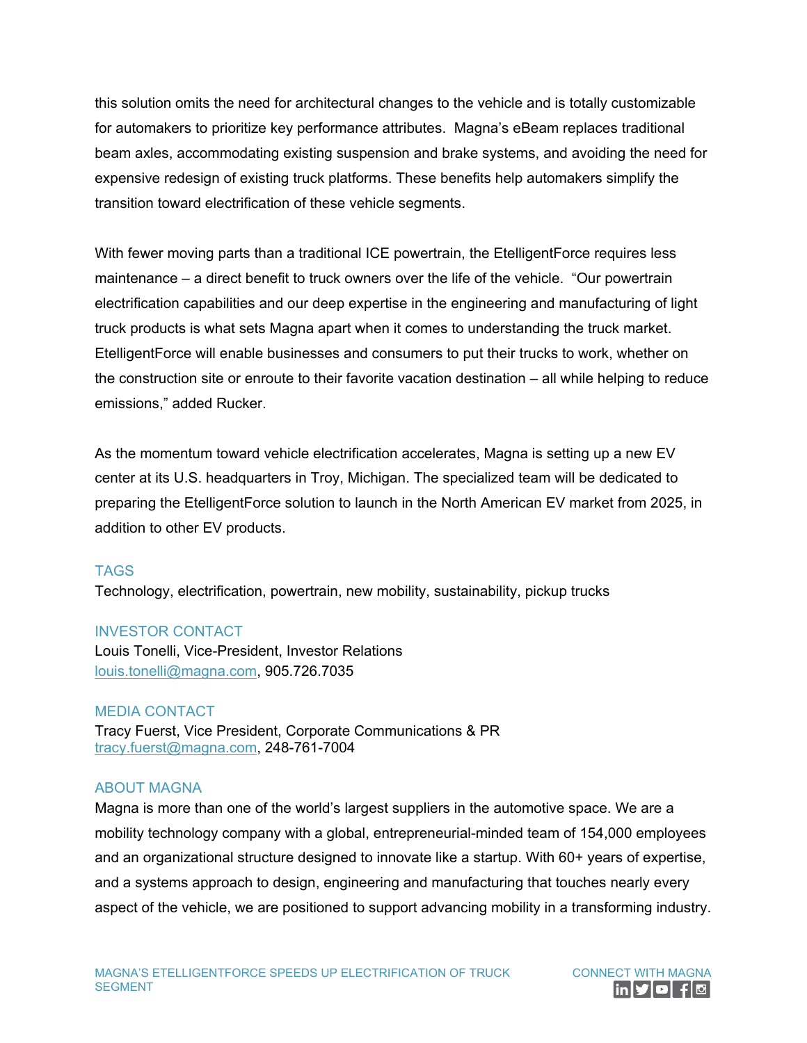this solution omits the need for architectural changes to the vehicle and is totally customizable for automakers to prioritize key performance attributes. Magna's eBeam replaces traditional beam axles, accommodating existing suspension and brake systems, and avoiding the need for expensive redesign of existing truck platforms. These benefits help automakers simplify the transition toward electrification of these vehicle segments.

With fewer moving parts than a traditional ICE powertrain, the EtelligentForce requires less maintenance – a direct benefit to truck owners over the life of the vehicle. "Our powertrain electrification capabilities and our deep expertise in the engineering and manufacturing of light truck products is what sets Magna apart when it comes to understanding the truck market. EtelligentForce will enable businesses and consumers to put their trucks to work, whether on the construction site or enroute to their favorite vacation destination – all while helping to reduce emissions," added Rucker.

As the momentum toward vehicle electrification accelerates, Magna is setting up a new EV center at its U.S. headquarters in Troy, Michigan. The specialized team will be dedicated to preparing the EtelligentForce solution to launch in the North American EV market from 2025, in addition to other EV products.

### TAGS

Technology, electrification, powertrain, new mobility, sustainability, pickup trucks

### INVESTOR CONTACT

Louis Tonelli, Vice-President, Investor Relations
louis.tonelli@magna.com, 905.726.7035

### MEDIA CONTACT

Tracy Fuerst, Vice President, Corporate Communications & PR
tracy.fuerst@magna.com, 248-761-7004

### ABOUT MAGNA

Magna is more than one of the world's largest suppliers in the automotive space. We are a mobility technology company with a global, entrepreneurial-minded team of 154,000 employees and an organizational structure designed to innovate like a startup. With 60+ years of expertise, and a systems approach to design, engineering and manufacturing that touches nearly every aspect of the vehicle, we are positioned to support advancing mobility in a transforming industry.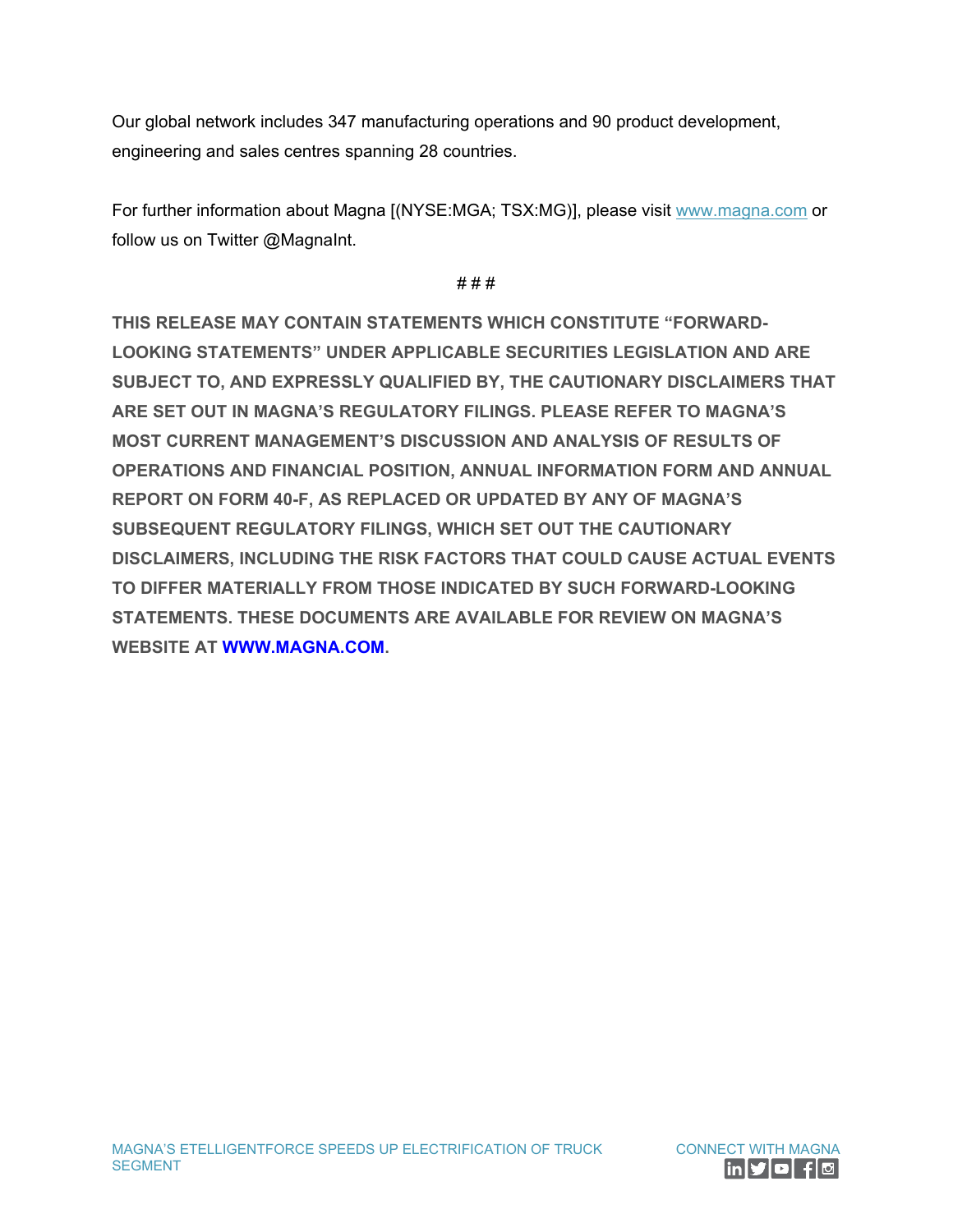Our global network includes 347 manufacturing operations and 90 product development, engineering and sales centres spanning 28 countries.

For further information about Magna [(NYSE:MGA; TSX:MG)], please visit www.magna.com or follow us on Twitter @MagnaInt.

# # #

**THIS RELEASE MAY CONTAIN STATEMENTS WHICH CONSTITUTE "FORWARD-LOOKING STATEMENTS" UNDER APPLICABLE SECURITIES LEGISLATION AND ARE SUBJECT TO, AND EXPRESSLY QUALIFIED BY, THE CAUTIONARY DISCLAIMERS THAT ARE SET OUT IN MAGNA'S REGULATORY FILINGS. PLEASE REFER TO MAGNA'S MOST CURRENT MANAGEMENT'S DISCUSSION AND ANALYSIS OF RESULTS OF OPERATIONS AND FINANCIAL POSITION, ANNUAL INFORMATION FORM AND ANNUAL REPORT ON FORM 40-F, AS REPLACED OR UPDATED BY ANY OF MAGNA'S SUBSEQUENT REGULATORY FILINGS, WHICH SET OUT THE CAUTIONARY DISCLAIMERS, INCLUDING THE RISK FACTORS THAT COULD CAUSE ACTUAL EVENTS TO DIFFER MATERIALLY FROM THOSE INDICATED BY SUCH FORWARD-LOOKING STATEMENTS. THESE DOCUMENTS ARE AVAILABLE FOR REVIEW ON MAGNA'S WEBSITE AT WWW.MAGNA.COM.**